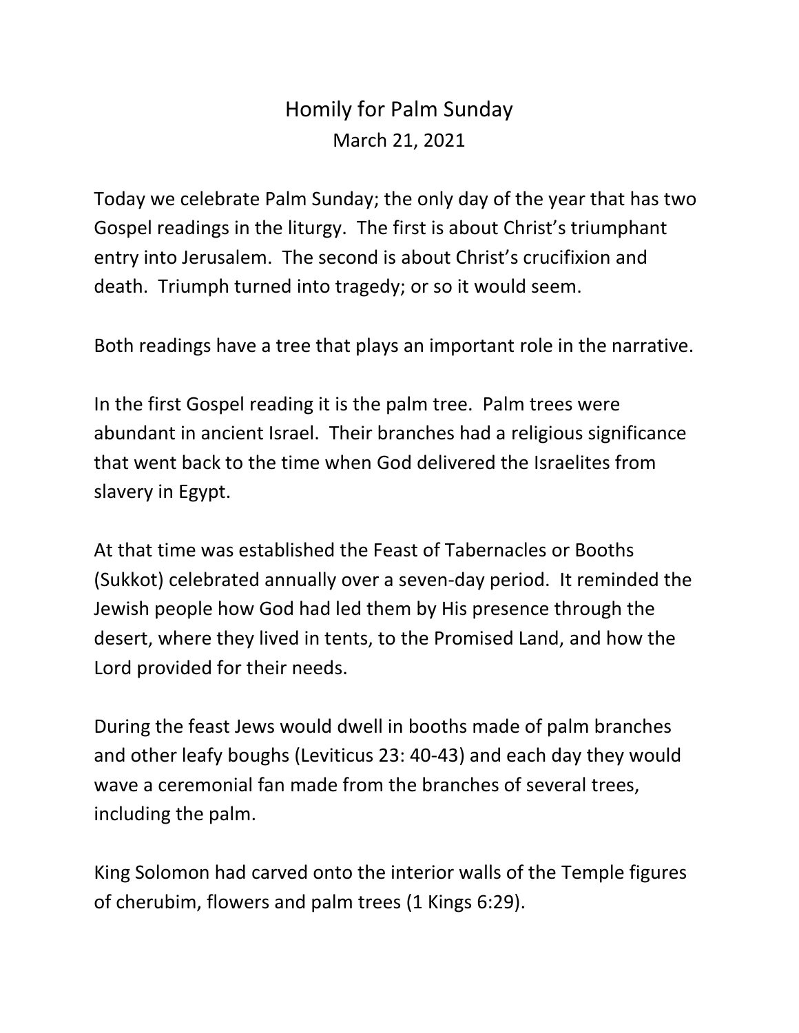# Homily for Palm Sunday

March 21, 2021

Today we celebrate Palm Sunday; the only day of the year that has two Gospel readings in the liturgy. The first is about Christ's triumphant entry into Jerusalem. The second is about Christ's crucifixion and death. Triumph turned into tragedy; or so it would seem.

Both readings have a tree that plays an important role in the narrative.

In the first Gospel reading it is the palm tree. Palm trees were abundant in ancient Israel. Their branches had a religious significance that went back to the time when God delivered the Israelites from slavery in Egypt.

At that time was established the Feast of Tabernacles or Booths (Sukkot) celebrated annually over a seven-day period. It reminded the Jewish people how God had led them by His presence through the desert, where they lived in tents, to the Promised Land, and how the Lord provided for their needs.

During the feast Jews would dwell in booths made of palm branches and other leafy boughs (Leviticus 23: 40-43) and each day they would wave a ceremonial fan made from the branches of several trees, including the palm.

King Solomon had carved onto the interior walls of the Temple figures of cherubim, flowers and palm trees (1 Kings 6:29).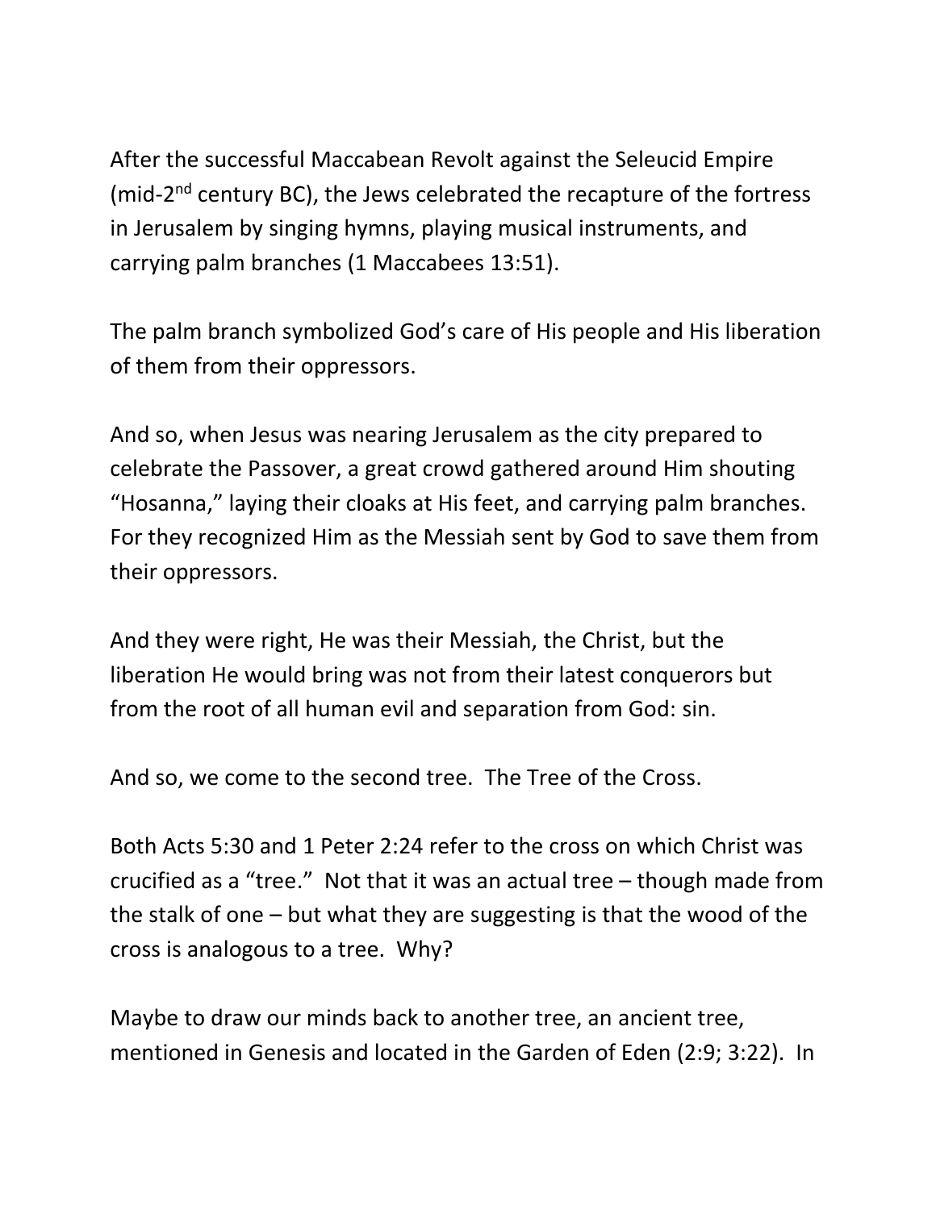After the successful Maccabean Revolt against the Seleucid Empire (mid-2nd century BC), the Jews celebrated the recapture of the fortress in Jerusalem by singing hymns, playing musical instruments, and carrying palm branches (1 Maccabees 13:51).

The palm branch symbolized God's care of His people and His liberation of them from their oppressors.

And so, when Jesus was nearing Jerusalem as the city prepared to celebrate the Passover, a great crowd gathered around Him shouting "Hosanna," laying their cloaks at His feet, and carrying palm branches. For they recognized Him as the Messiah sent by God to save them from their oppressors.

And they were right, He was their Messiah, the Christ, but the liberation He would bring was not from their latest conquerors but from the root of all human evil and separation from God: sin.

And so, we come to the second tree. The Tree of the Cross.

Both Acts 5:30 and 1 Peter 2:24 refer to the cross on which Christ was crucified as a "tree." Not that it was an actual tree – though made from the stalk of one – but what they are suggesting is that the wood of the cross is analogous to a tree. Why?

Maybe to draw our minds back to another tree, an ancient tree, mentioned in Genesis and located in the Garden of Eden (2:9; 3:22). In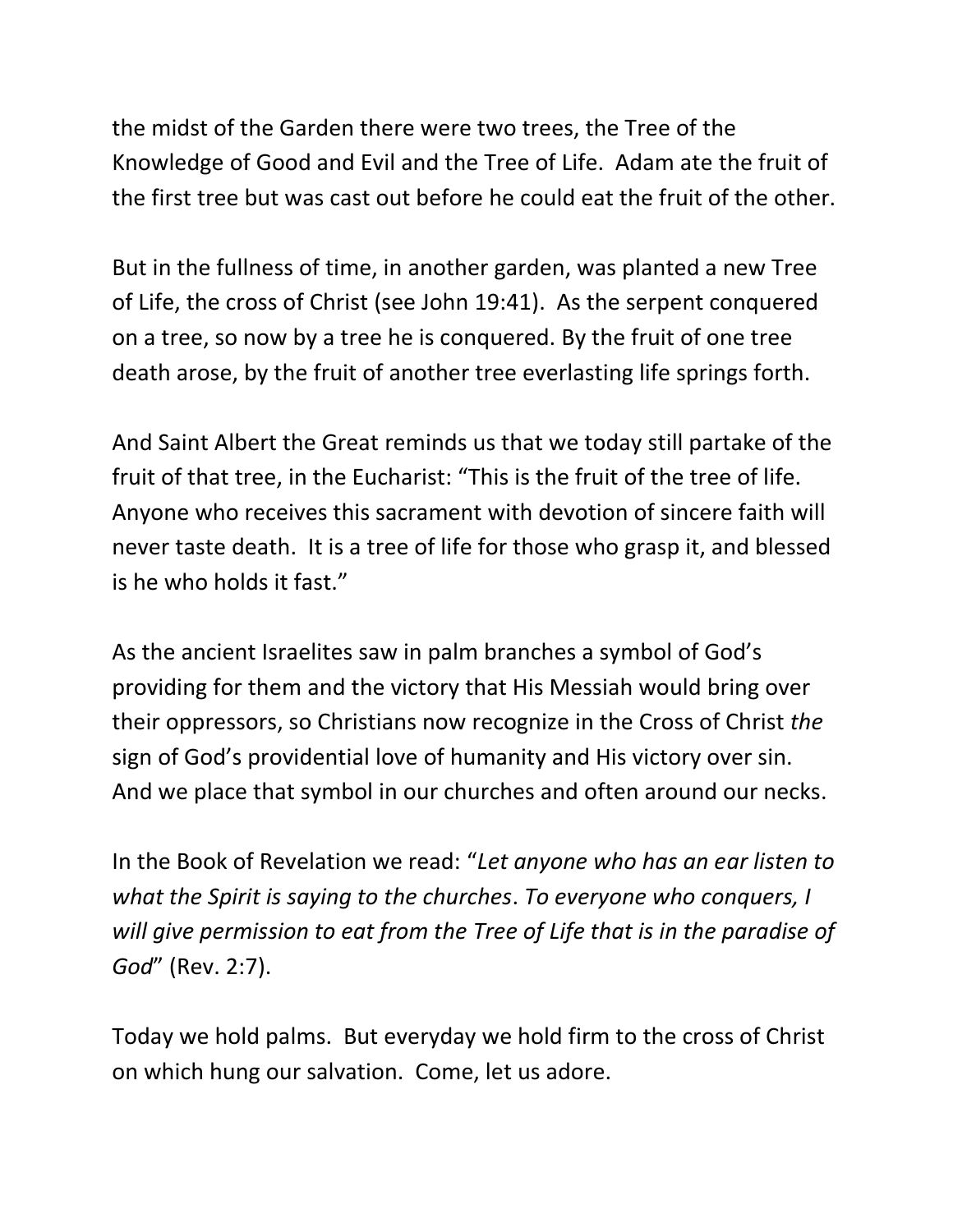the midst of the Garden there were two trees, the Tree of the Knowledge of Good and Evil and the Tree of Life. Adam ate the fruit of the first tree but was cast out before he could eat the fruit of the other.

But in the fullness of time, in another garden, was planted a new Tree of Life, the cross of Christ (see John 19:41). As the serpent conquered on a tree, so now by a tree he is conquered. By the fruit of one tree death arose, by the fruit of another tree everlasting life springs forth.

And Saint Albert the Great reminds us that we today still partake of the fruit of that tree, in the Eucharist: "This is the fruit of the tree of life. Anyone who receives this sacrament with devotion of sincere faith will never taste death. It is a tree of life for those who grasp it, and blessed is he who holds it fast."

As the ancient Israelites saw in palm branches a symbol of God's providing for them and the victory that His Messiah would bring over their oppressors, so Christians now recognize in the Cross of Christ *the* sign of God's providential love of humanity and His victory over sin. And we place that symbol in our churches and often around our necks.

In the Book of Revelation we read: "*Let anyone who has an ear listen to what the Spirit is saying to the churches*. *To everyone who conquers, I will give permission to eat from the Tree of Life that is in the paradise of God*" (Rev. 2:7).

Today we hold palms. But everyday we hold firm to the cross of Christ on which hung our salvation. Come, let us adore.